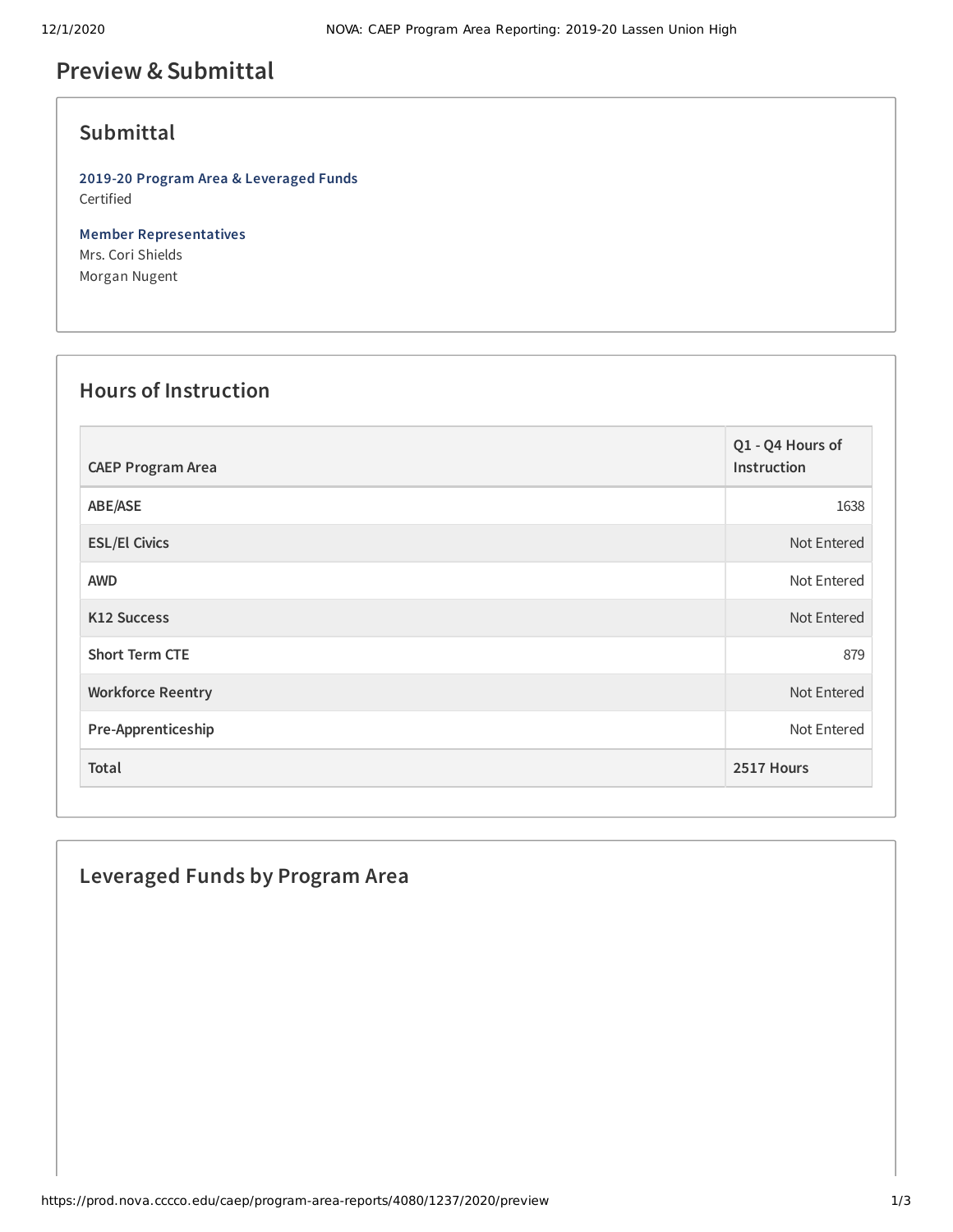# Preview & Submittal

## Submittal

**2019-20 Program Area & Leveraged Funds**
Certified

**Member Representatives**
Mrs. Cori Shields
Morgan Nugent

## Hours of Instruction

| CAEP Program Area | Q1 - Q4 Hours of Instruction |
|---|---|
| ABE/ASE | 1638 |
| ESL/El Civics | Not Entered |
| AWD | Not Entered |
| K12 Success | Not Entered |
| Short Term CTE | 879 |
| Workforce Reentry | Not Entered |
| Pre-Apprenticeship | Not Entered |
| **Total** | **2517 Hours** |

## Leveraged Funds by Program Area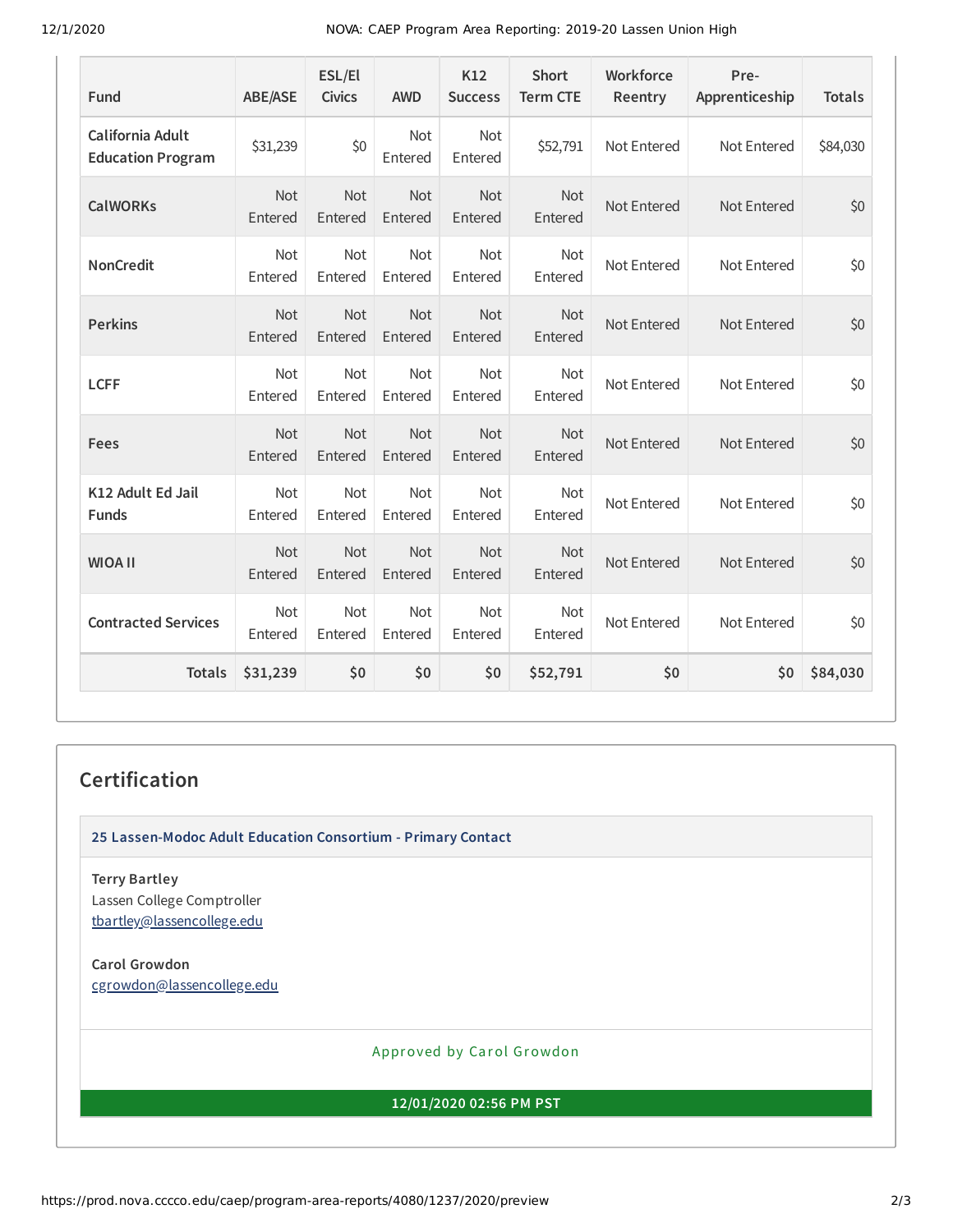| Fund | ABE/ASE | ESL/El Civics | AWD | K12 Success | Short Term CTE | Workforce Reentry | Pre-Apprenticeship | Totals |
|---|---|---|---|---|---|---|---|---|
| California Adult Education Program | $31,239 | $0 | Not Entered | Not Entered | $52,791 | Not Entered | Not Entered | $84,030 |
| CalWORKs | Not Entered | Not Entered | Not Entered | Not Entered | Not Entered | Not Entered | Not Entered | $0 |
| NonCredit | Not Entered | Not Entered | Not Entered | Not Entered | Not Entered | Not Entered | Not Entered | $0 |
| Perkins | Not Entered | Not Entered | Not Entered | Not Entered | Not Entered | Not Entered | Not Entered | $0 |
| LCFF | Not Entered | Not Entered | Not Entered | Not Entered | Not Entered | Not Entered | Not Entered | $0 |
| Fees | Not Entered | Not Entered | Not Entered | Not Entered | Not Entered | Not Entered | Not Entered | $0 |
| K12 Adult Ed Jail Funds | Not Entered | Not Entered | Not Entered | Not Entered | Not Entered | Not Entered | Not Entered | $0 |
| WIOA II | Not Entered | Not Entered | Not Entered | Not Entered | Not Entered | Not Entered | Not Entered | $0 |
| Contracted Services | Not Entered | Not Entered | Not Entered | Not Entered | Not Entered | Not Entered | Not Entered | $0 |
| **Totals** | **$31,239** | **$0** | **$0** | **$0** | **$52,791** | **$0** | **$0** | **$84,030** |

## Certification

**25 Lassen-Modoc Adult Education Consortium - Primary Contact**

**Terry Bartley**
Lassen College Comptroller
tbartley@lassencollege.edu

**Carol Growdon**
cgrowdon@lassencollege.edu

Approved by Carol Growdon

**12/01/2020 02:56 PM PST**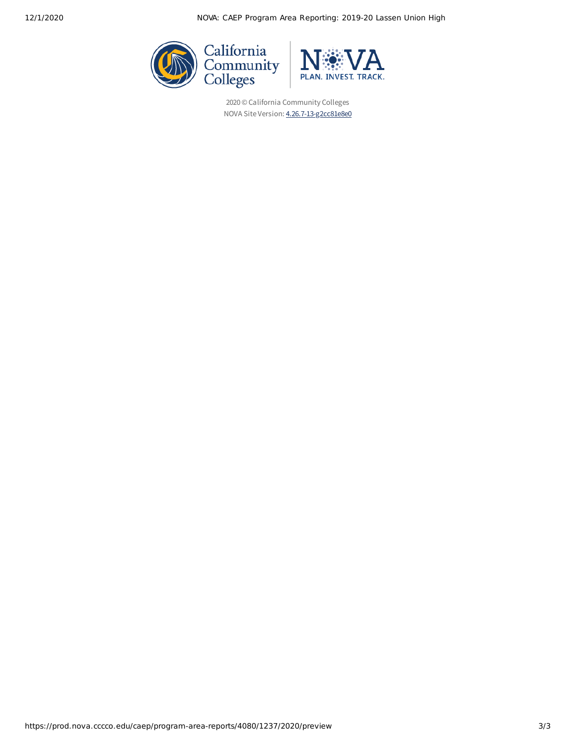2020 © California Community Colleges
NOVA Site Version: [4.26.7-13-g2cc81e8e0]